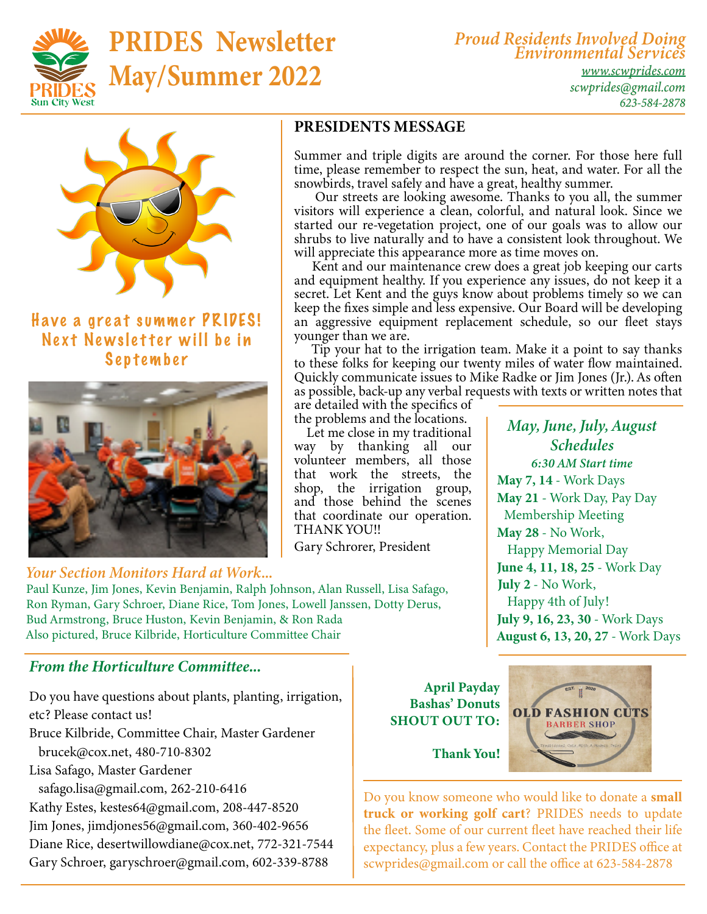# PRIDES Newsletter May/Summer 2022

*Proud Residents Involved Doing Environmental Services*

*www.scwprides.com*
*scwprides@gmail.com*
*623-584-2878*

Have a great summer PRIDES! Next Newsletter will be in September

## PRESIDENTS MESSAGE

Summer and triple digits are around the corner. For those here full time, please remember to respect the sun, heat, and water. For all the snowbirds, travel safely and have a great, healthy summer.

Our streets are looking awesome. Thanks to you all, the summer visitors will experience a clean, colorful, and natural look. Since we started our re-vegetation project, one of our goals was to allow our shrubs to live naturally and to have a consistent look throughout. We will appreciate this appearance more as time moves on.

Kent and our maintenance crew does a great job keeping our carts and equipment healthy. If you experience any issues, do not keep it a secret. Let Kent and the guys know about problems timely so we can keep the fixes simple and less expensive. Our Board will be developing an aggressive equipment replacement schedule, so our fleet stays younger than we are.

Tip your hat to the irrigation team. Make it a point to say thanks to these folks for keeping our twenty miles of water flow maintained. Quickly communicate issues to Mike Radke or Jim Jones (Jr.). As often as possible, back-up any verbal requests with texts or written notes that are detailed with the specifics of the problems and the locations.

Let me close in my traditional way by thanking all our volunteer members, all those that work the streets, the shop, the irrigation group, and those behind the scenes that coordinate our operation. THANK YOU!!

Gary Schrorer, President

## *May, June, July, August Schedules*

***6:30 AM Start time***

- **May 7, 14** - Work Days
- **May 21** - Work Day, Pay Day Membership Meeting
- **May 28** - No Work, Happy Memorial Day
- **June 4, 11, 18, 25** - Work Day
- **July 2** - No Work, Happy 4th of July!
- **July 9, 16, 23, 30** - Work Days
- **August 6, 13, 20, 27** - Work Days

*Your Section Monitors Hard at Work...*

Paul Kunze, Jim Jones, Kevin Benjamin, Ralph Johnson, Alan Russell, Lisa Safago, Ron Ryman, Gary Schroer, Diane Rice, Tom Jones, Lowell Janssen, Dotty Derus, Bud Armstrong, Bruce Huston, Kevin Benjamin, & Ron Rada
Also pictured, Bruce Kilbride, Horticulture Committee Chair

## *From the Horticulture Committee...*

Do you have questions about plants, planting, irrigation, etc? Please contact us!

Bruce Kilbride, Committee Chair, Master Gardener
brucek@cox.net, 480-710-8302
Lisa Safago, Master Gardener
safago.lisa@gmail.com, 262-210-6416
Kathy Estes, kestes64@gmail.com, 208-447-8520
Jim Jones, jimdjones56@gmail.com, 360-402-9656
Diane Rice, desertwillowdiane@cox.net, 772-321-7544
Gary Schroer, garyschroer@gmail.com, 602-339-8788

**April Payday Bashas' Donuts SHOUT OUT TO:**

OLD FASHION CUTS BARBER SHOP

**Thank You!**

Do you know someone who would like to donate a **small truck or working golf cart**? PRIDES needs to update the fleet. Some of our current fleet have reached their life expectancy, plus a few years. Contact the PRIDES office at scwprides@gmail.com or call the office at 623-584-2878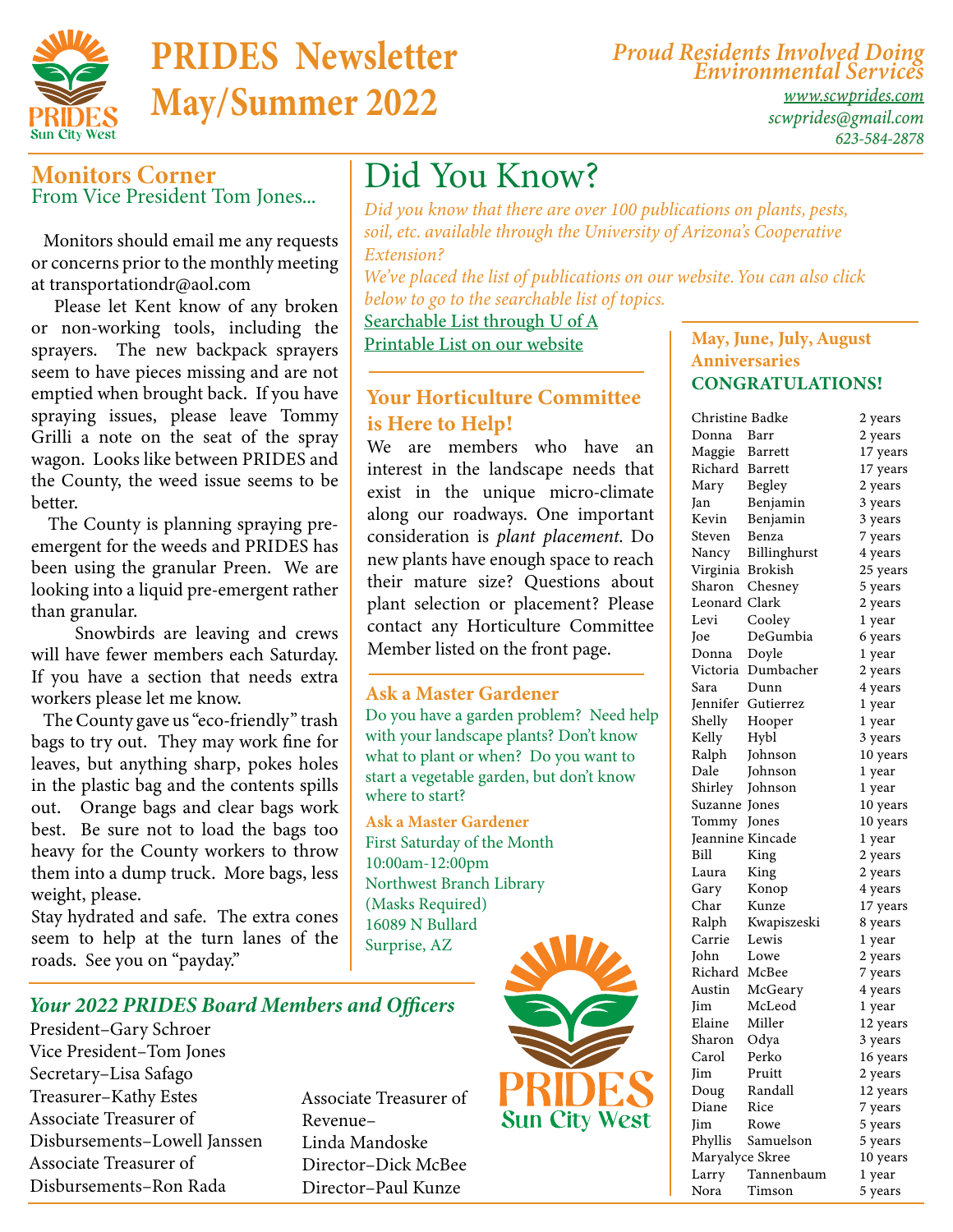# PRIDES Newsletter May/Summer 2022

*Proud Residents Involved Doing Environmental Services*

*www.scwprides.com*
*scwprides@gmail.com*
*623-584-2878*

## Monitors Corner

From Vice President Tom Jones...

Monitors should email me any requests or concerns prior to the monthly meeting at transportationdr@aol.com

Please let Kent know of any broken or non-working tools, including the sprayers. The new backpack sprayers seem to have pieces missing and are not emptied when brought back. If you have spraying issues, please leave Tommy Grilli a note on the seat of the spray wagon. Looks like between PRIDES and the County, the weed issue seems to be better.

The County is planning spraying pre-emergent for the weeds and PRIDES has been using the granular Preen. We are looking into a liquid pre-emergent rather than granular.

Snowbirds are leaving and crews will have fewer members each Saturday. If you have a section that needs extra workers please let me know.

The County gave us "eco-friendly" trash bags to try out. They may work fine for leaves, but anything sharp, pokes holes in the plastic bag and the contents spills out. Orange bags and clear bags work best. Be sure not to load the bags too heavy for the County workers to throw them into a dump truck. More bags, less weight, please.

Stay hydrated and safe. The extra cones seem to help at the turn lanes of the roads. See you on "payday."

# Did You Know?

*Did you know that there are over 100 publications on plants, pests, soil, etc. available through the University of Arizona's Cooperative Extension?*

*We've placed the list of publications on our website. You can also click below to go to the searchable list of topics.*

Searchable List through U of A

Printable List on our website

## Your Horticulture Committee is Here to Help!

We are members who have an interest in the landscape needs that exist in the unique micro-climate along our roadways. One important consideration is *plant placement.* Do new plants have enough space to reach their mature size? Questions about plant selection or placement? Please contact any Horticulture Committee Member listed on the front page.

## Ask a Master Gardener

Do you have a garden problem? Need help with your landscape plants? Don't know what to plant or when? Do you want to start a vegetable garden, but don't know where to start?

**Ask a Master Gardener**
First Saturday of the Month
10:00am-12:00pm
Northwest Branch Library
(Masks Required)
16089 N Bullard
Surprise, AZ

## May, June, July, August Anniversaries

**CONGRATULATIONS!**

| | | |
|---|---|---|
| Christine | Badke | 2 years |
| Donna | Barr | 2 years |
| Maggie | Barrett | 17 years |
| Richard | Barrett | 17 years |
| Mary | Begley | 2 years |
| Jan | Benjamin | 3 years |
| Kevin | Benjamin | 3 years |
| Steven | Benza | 7 years |
| Nancy | Billinghurst | 4 years |
| Virginia | Brokish | 25 years |
| Sharon | Chesney | 5 years |
| Leonard | Clark | 2 years |
| Levi | Cooley | 1 year |
| Joe | DeGumbia | 6 years |
| Donna | Doyle | 1 year |
| Victoria | Dumbacher | 2 years |
| Sara | Dunn | 4 years |
| Jennifer | Gutierrez | 1 year |
| Shelly | Hooper | 1 year |
| Kelly | Hybl | 3 years |
| Ralph | Johnson | 10 years |
| Dale | Johnson | 1 year |
| Shirley | Johnson | 1 year |
| Suzanne | Jones | 10 years |
| Tommy | Jones | 10 years |
| Jeannine | Kincade | 1 year |
| Bill | King | 2 years |
| Laura | King | 2 years |
| Gary | Konop | 4 years |
| Char | Kunze | 17 years |
| Ralph | Kwapiszeski | 8 years |
| Carrie | Lewis | 1 year |
| John | Lowe | 2 years |
| Richard | McBee | 7 years |
| Austin | McGeary | 4 years |
| Jim | McLeod | 1 year |
| Elaine | Miller | 12 years |
| Sharon | Odya | 3 years |
| Carol | Perko | 16 years |
| Jim | Pruitt | 2 years |
| Doug | Randall | 12 years |
| Diane | Rice | 7 years |
| Jim | Rowe | 5 years |
| Phyllis | Samuelson | 5 years |
| Maryalyce | Skree | 10 years |
| Larry | Tannenbaum | 1 year |
| Nora | Timson | 5 years |

## *Your 2022 PRIDES Board Members and Officers*

President–Gary Schroer
Vice President–Tom Jones
Secretary–Lisa Safago
Treasurer–Kathy Estes
Associate Treasurer of Disbursements–Lowell Janssen
Associate Treasurer of Disbursements–Ron Rada
Associate Treasurer of Revenue–Linda Mandoske
Director–Dick McBee
Director–Paul Kunze